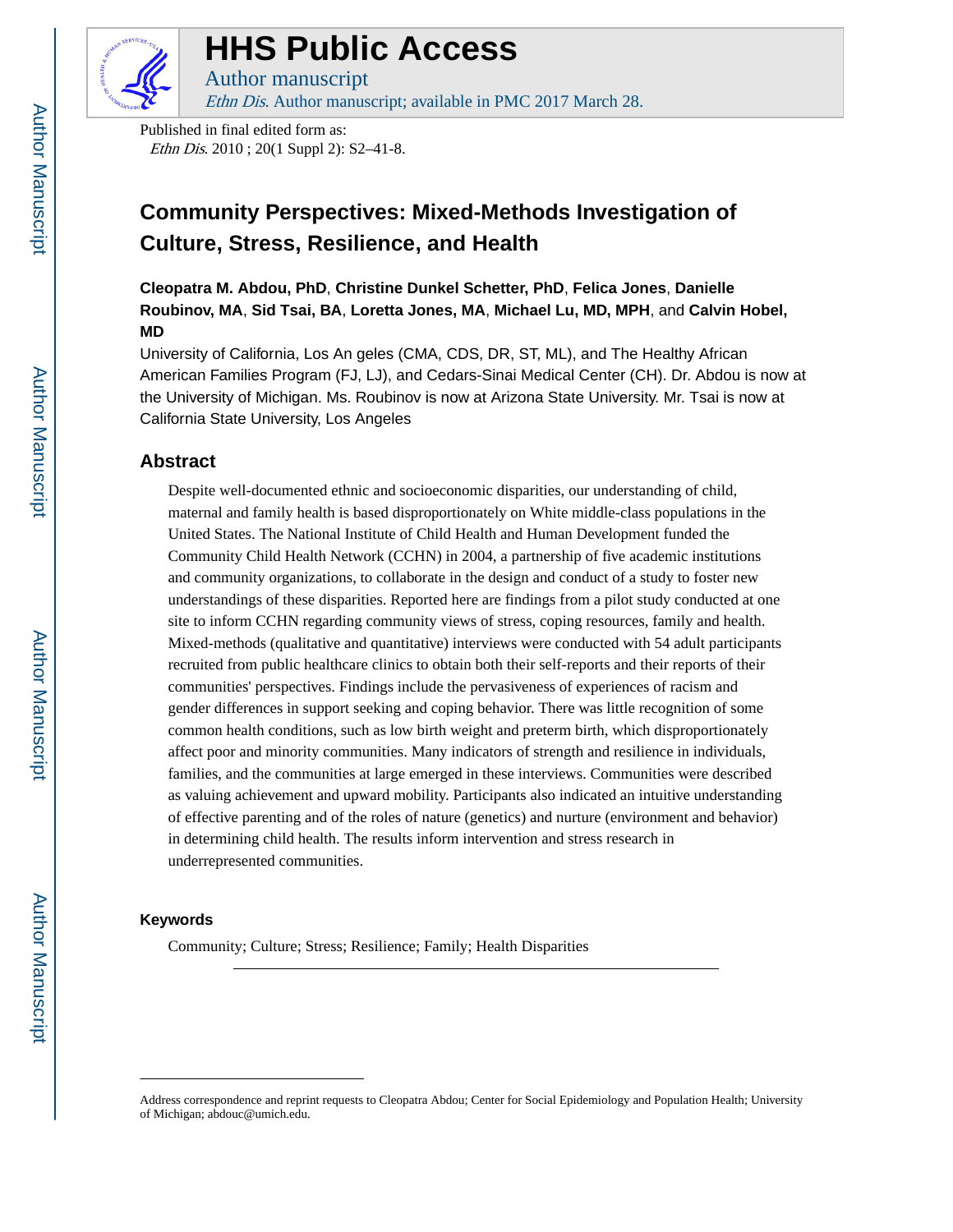# HHS Public Access

Author manuscript

*Ethn Dis*. Author manuscript; available in PMC 2017 March 28.

Published in final edited form as:

*Ethn Dis*. 2010 ; 20(1 Suppl 2): S2–41-8.

# Community Perspectives: Mixed-Methods Investigation of Culture, Stress, Resilience, and Health

**Cleopatra M. Abdou, PhD**, **Christine Dunkel Schetter, PhD**, **Felica Jones**, **Danielle Roubinov, MA**, **Sid Tsai, BA**, **Loretta Jones, MA**, **Michael Lu, MD, MPH**, and **Calvin Hobel, MD**

University of California, Los An geles (CMA, CDS, DR, ST, ML), and The Healthy African American Families Program (FJ, LJ), and Cedars-Sinai Medical Center (CH). Dr. Abdou is now at the University of Michigan. Ms. Roubinov is now at Arizona State University. Mr. Tsai is now at California State University, Los Angeles

## Abstract

Despite well-documented ethnic and socioeconomic disparities, our understanding of child, maternal and family health is based disproportionately on White middle-class populations in the United States. The National Institute of Child Health and Human Development funded the Community Child Health Network (CCHN) in 2004, a partnership of five academic institutions and community organizations, to collaborate in the design and conduct of a study to foster new understandings of these disparities. Reported here are findings from a pilot study conducted at one site to inform CCHN regarding community views of stress, coping resources, family and health. Mixed-methods (qualitative and quantitative) interviews were conducted with 54 adult participants recruited from public healthcare clinics to obtain both their self-reports and their reports of their communities' perspectives. Findings include the pervasiveness of experiences of racism and gender differences in support seeking and coping behavior. There was little recognition of some common health conditions, such as low birth weight and preterm birth, which disproportionately affect poor and minority communities. Many indicators of strength and resilience in individuals, families, and the communities at large emerged in these interviews. Communities were described as valuing achievement and upward mobility. Participants also indicated an intuitive understanding of effective parenting and of the roles of nature (genetics) and nurture (environment and behavior) in determining child health. The results inform intervention and stress research in underrepresented communities.

### Keywords

Community; Culture; Stress; Resilience; Family; Health Disparities

---

Address correspondence and reprint requests to Cleopatra Abdou; Center for Social Epidemiology and Population Health; University of Michigan; abdouc@umich.edu.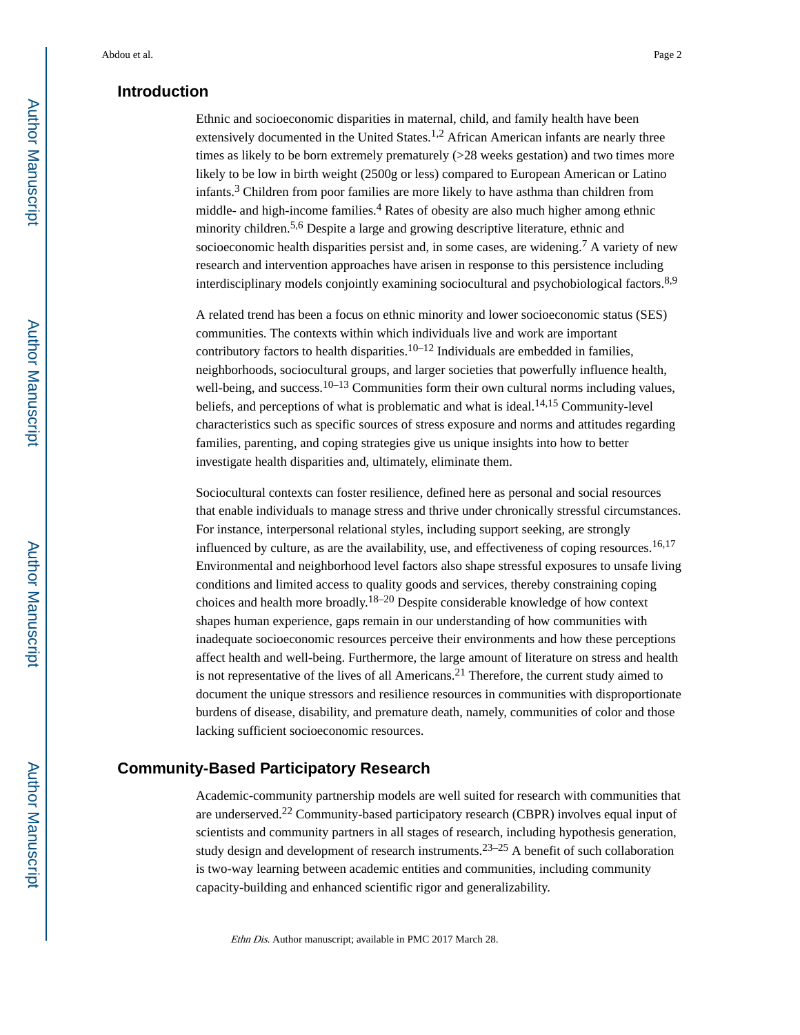## Introduction

Ethnic and socioeconomic disparities in maternal, child, and family health have been extensively documented in the United States.[1,2] African American infants are nearly three times as likely to be born extremely prematurely (>28 weeks gestation) and two times more likely to be low in birth weight (2500g or less) compared to European American or Latino infants.[3] Children from poor families are more likely to have asthma than children from middle- and high-income families.[4] Rates of obesity are also much higher among ethnic minority children.[5,6] Despite a large and growing descriptive literature, ethnic and socioeconomic health disparities persist and, in some cases, are widening.[7] A variety of new research and intervention approaches have arisen in response to this persistence including interdisciplinary models conjointly examining sociocultural and psychobiological factors.[8,9]

A related trend has been a focus on ethnic minority and lower socioeconomic status (SES) communities. The contexts within which individuals live and work are important contributory factors to health disparities.[10–12] Individuals are embedded in families, neighborhoods, sociocultural groups, and larger societies that powerfully influence health, well-being, and success.[10–13] Communities form their own cultural norms including values, beliefs, and perceptions of what is problematic and what is ideal.[14,15] Community-level characteristics such as specific sources of stress exposure and norms and attitudes regarding families, parenting, and coping strategies give us unique insights into how to better investigate health disparities and, ultimately, eliminate them.

Sociocultural contexts can foster resilience, defined here as personal and social resources that enable individuals to manage stress and thrive under chronically stressful circumstances. For instance, interpersonal relational styles, including support seeking, are strongly influenced by culture, as are the availability, use, and effectiveness of coping resources.[16,17] Environmental and neighborhood level factors also shape stressful exposures to unsafe living conditions and limited access to quality goods and services, thereby constraining coping choices and health more broadly.[18–20] Despite considerable knowledge of how context shapes human experience, gaps remain in our understanding of how communities with inadequate socioeconomic resources perceive their environments and how these perceptions affect health and well-being. Furthermore, the large amount of literature on stress and health is not representative of the lives of all Americans.[21] Therefore, the current study aimed to document the unique stressors and resilience resources in communities with disproportionate burdens of disease, disability, and premature death, namely, communities of color and those lacking sufficient socioeconomic resources.

## Community-Based Participatory Research

Academic-community partnership models are well suited for research with communities that are underserved.[22] Community-based participatory research (CBPR) involves equal input of scientists and community partners in all stages of research, including hypothesis generation, study design and development of research instruments.[23–25] A benefit of such collaboration is two-way learning between academic entities and communities, including community capacity-building and enhanced scientific rigor and generalizability.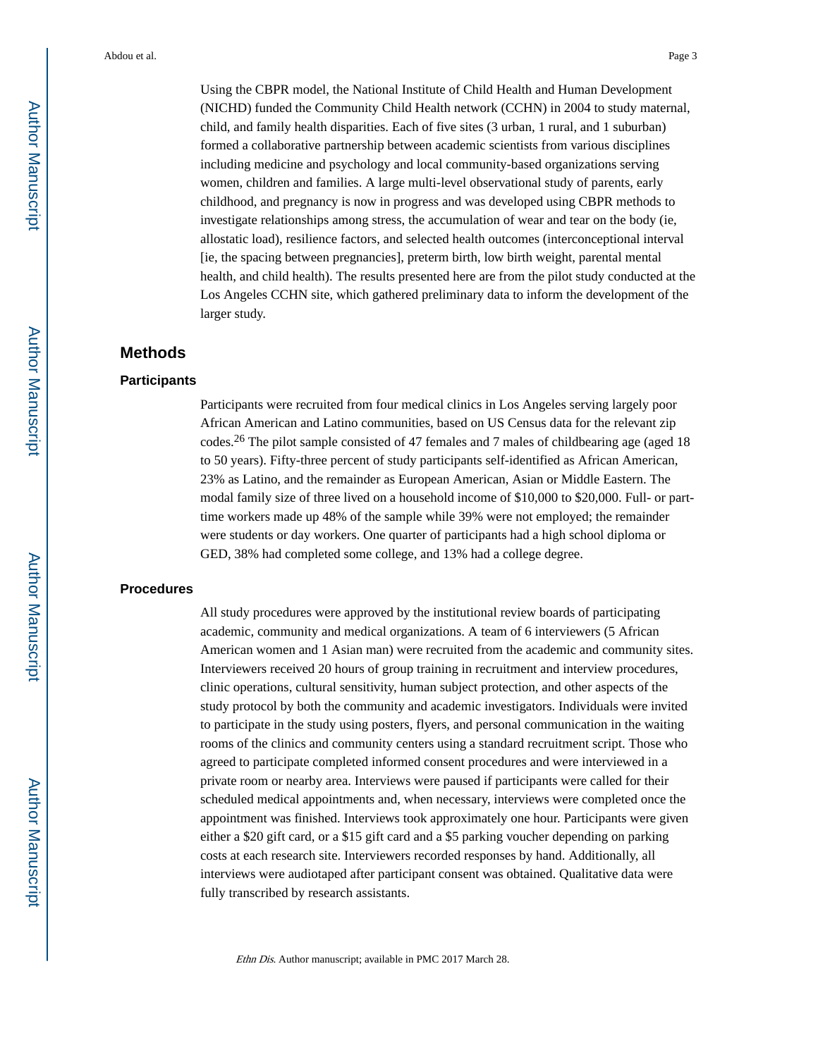Using the CBPR model, the National Institute of Child Health and Human Development (NICHD) funded the Community Child Health network (CCHN) in 2004 to study maternal, child, and family health disparities. Each of five sites (3 urban, 1 rural, and 1 suburban) formed a collaborative partnership between academic scientists from various disciplines including medicine and psychology and local community-based organizations serving women, children and families. A large multi-level observational study of parents, early childhood, and pregnancy is now in progress and was developed using CBPR methods to investigate relationships among stress, the accumulation of wear and tear on the body (ie, allostatic load), resilience factors, and selected health outcomes (interconceptional interval [ie, the spacing between pregnancies], preterm birth, low birth weight, parental mental health, and child health). The results presented here are from the pilot study conducted at the Los Angeles CCHN site, which gathered preliminary data to inform the development of the larger study.

## Methods

### Participants

Participants were recruited from four medical clinics in Los Angeles serving largely poor African American and Latino communities, based on US Census data for the relevant zip codes.[26] The pilot sample consisted of 47 females and 7 males of childbearing age (aged 18 to 50 years). Fifty-three percent of study participants self-identified as African American, 23% as Latino, and the remainder as European American, Asian or Middle Eastern. The modal family size of three lived on a household income of $10,000 to $20,000. Full- or part-time workers made up 48% of the sample while 39% were not employed; the remainder were students or day workers. One quarter of participants had a high school diploma or GED, 38% had completed some college, and 13% had a college degree.

### Procedures

All study procedures were approved by the institutional review boards of participating academic, community and medical organizations. A team of 6 interviewers (5 African American women and 1 Asian man) were recruited from the academic and community sites. Interviewers received 20 hours of group training in recruitment and interview procedures, clinic operations, cultural sensitivity, human subject protection, and other aspects of the study protocol by both the community and academic investigators. Individuals were invited to participate in the study using posters, flyers, and personal communication in the waiting rooms of the clinics and community centers using a standard recruitment script. Those who agreed to participate completed informed consent procedures and were interviewed in a private room or nearby area. Interviews were paused if participants were called for their scheduled medical appointments and, when necessary, interviews were completed once the appointment was finished. Interviews took approximately one hour. Participants were given either a $20 gift card, or a $15 gift card and a $5 parking voucher depending on parking costs at each research site. Interviewers recorded responses by hand. Additionally, all interviews were audiotaped after participant consent was obtained. Qualitative data were fully transcribed by research assistants.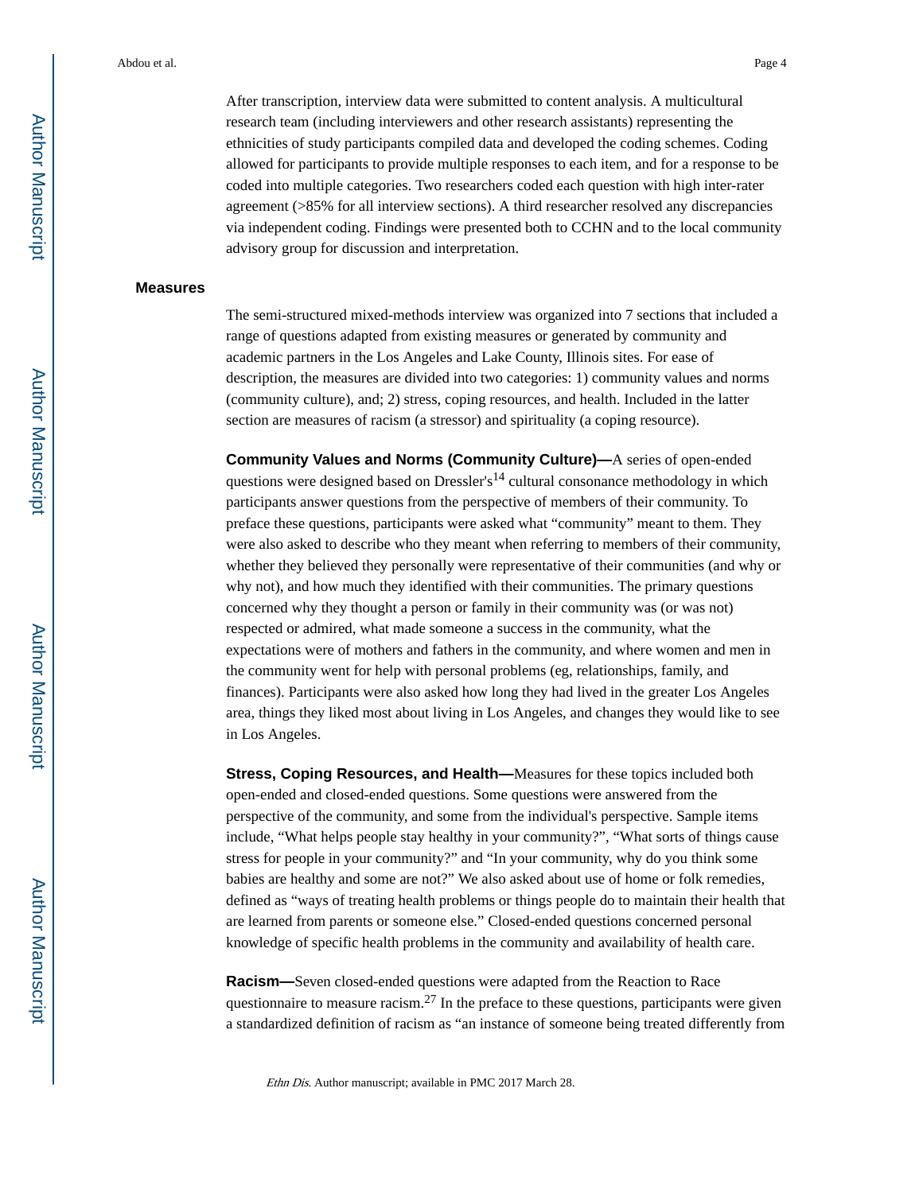After transcription, interview data were submitted to content analysis. A multicultural research team (including interviewers and other research assistants) representing the ethnicities of study participants compiled data and developed the coding schemes. Coding allowed for participants to provide multiple responses to each item, and for a response to be coded into multiple categories. Two researchers coded each question with high inter-rater agreement (>85% for all interview sections). A third researcher resolved any discrepancies via independent coding. Findings were presented both to CCHN and to the local community advisory group for discussion and interpretation.

## Measures

The semi-structured mixed-methods interview was organized into 7 sections that included a range of questions adapted from existing measures or generated by community and academic partners in the Los Angeles and Lake County, Illinois sites. For ease of description, the measures are divided into two categories: 1) community values and norms (community culture), and; 2) stress, coping resources, and health. Included in the latter section are measures of racism (a stressor) and spirituality (a coping resource).

**Community Values and Norms (Community Culture)—**A series of open-ended questions were designed based on Dressler's[14] cultural consonance methodology in which participants answer questions from the perspective of members of their community. To preface these questions, participants were asked what “community” meant to them. They were also asked to describe who they meant when referring to members of their community, whether they believed they personally were representative of their communities (and why or why not), and how much they identified with their communities. The primary questions concerned why they thought a person or family in their community was (or was not) respected or admired, what made someone a success in the community, what the expectations were of mothers and fathers in the community, and where women and men in the community went for help with personal problems (eg, relationships, family, and finances). Participants were also asked how long they had lived in the greater Los Angeles area, things they liked most about living in Los Angeles, and changes they would like to see in Los Angeles.

**Stress, Coping Resources, and Health—**Measures for these topics included both open-ended and closed-ended questions. Some questions were answered from the perspective of the community, and some from the individual's perspective. Sample items include, “What helps people stay healthy in your community?”, “What sorts of things cause stress for people in your community?” and “In your community, why do you think some babies are healthy and some are not?” We also asked about use of home or folk remedies, defined as “ways of treating health problems or things people do to maintain their health that are learned from parents or someone else.” Closed-ended questions concerned personal knowledge of specific health problems in the community and availability of health care.

**Racism—**Seven closed-ended questions were adapted from the Reaction to Race questionnaire to measure racism.[27] In the preface to these questions, participants were given a standardized definition of racism as “an instance of someone being treated differently from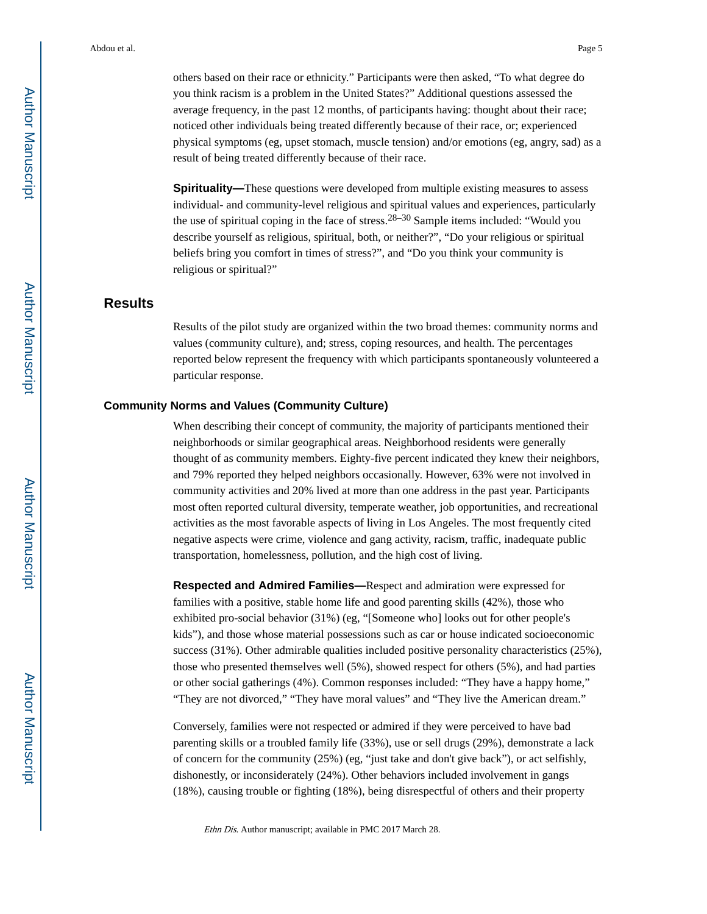others based on their race or ethnicity." Participants were then asked, "To what degree do you think racism is a problem in the United States?" Additional questions assessed the average frequency, in the past 12 months, of participants having: thought about their race; noticed other individuals being treated differently because of their race, or; experienced physical symptoms (eg, upset stomach, muscle tension) and/or emotions (eg, angry, sad) as a result of being treated differently because of their race.

**Spirituality—**These questions were developed from multiple existing measures to assess individual- and community-level religious and spiritual values and experiences, particularly the use of spiritual coping in the face of stress.[28–30] Sample items included: "Would you describe yourself as religious, spiritual, both, or neither?", "Do your religious or spiritual beliefs bring you comfort in times of stress?", and "Do you think your community is religious or spiritual?"

## Results

Results of the pilot study are organized within the two broad themes: community norms and values (community culture), and; stress, coping resources, and health. The percentages reported below represent the frequency with which participants spontaneously volunteered a particular response.

### Community Norms and Values (Community Culture)

When describing their concept of community, the majority of participants mentioned their neighborhoods or similar geographical areas. Neighborhood residents were generally thought of as community members. Eighty-five percent indicated they knew their neighbors, and 79% reported they helped neighbors occasionally. However, 63% were not involved in community activities and 20% lived at more than one address in the past year. Participants most often reported cultural diversity, temperate weather, job opportunities, and recreational activities as the most favorable aspects of living in Los Angeles. The most frequently cited negative aspects were crime, violence and gang activity, racism, traffic, inadequate public transportation, homelessness, pollution, and the high cost of living.

**Respected and Admired Families—**Respect and admiration were expressed for families with a positive, stable home life and good parenting skills (42%), those who exhibited pro-social behavior (31%) (eg, "[Someone who] looks out for other people's kids"), and those whose material possessions such as car or house indicated socioeconomic success (31%). Other admirable qualities included positive personality characteristics (25%), those who presented themselves well (5%), showed respect for others (5%), and had parties or other social gatherings (4%). Common responses included: "They have a happy home," "They are not divorced," "They have moral values" and "They live the American dream."

Conversely, families were not respected or admired if they were perceived to have bad parenting skills or a troubled family life (33%), use or sell drugs (29%), demonstrate a lack of concern for the community (25%) (eg, "just take and don't give back"), or act selfishly, dishonestly, or inconsiderately (24%). Other behaviors included involvement in gangs (18%), causing trouble or fighting (18%), being disrespectful of others and their property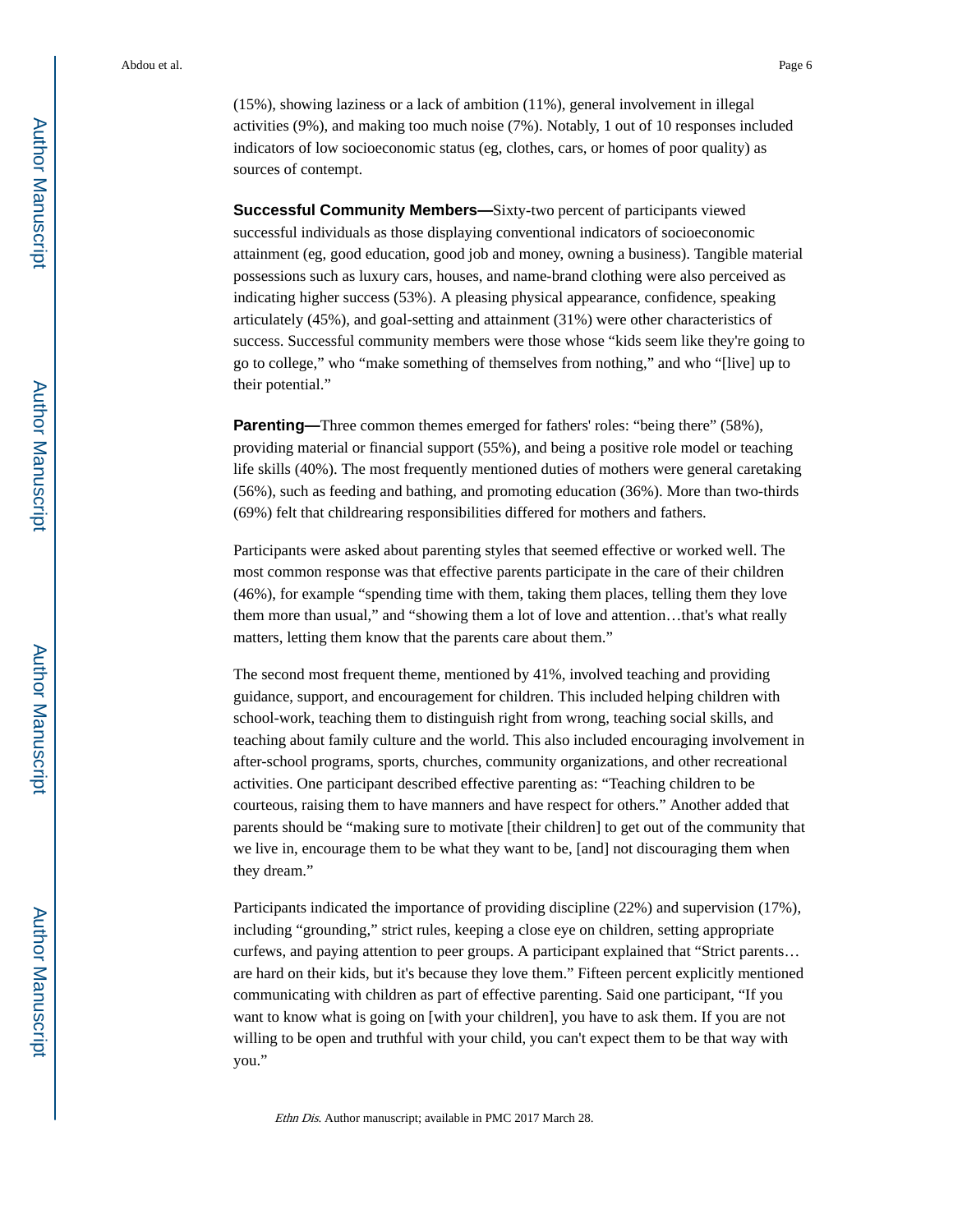(15%), showing laziness or a lack of ambition (11%), general involvement in illegal activities (9%), and making too much noise (7%). Notably, 1 out of 10 responses included indicators of low socioeconomic status (eg, clothes, cars, or homes of poor quality) as sources of contempt.

**Successful Community Members—**Sixty-two percent of participants viewed successful individuals as those displaying conventional indicators of socioeconomic attainment (eg, good education, good job and money, owning a business). Tangible material possessions such as luxury cars, houses, and name-brand clothing were also perceived as indicating higher success (53%). A pleasing physical appearance, confidence, speaking articulately (45%), and goal-setting and attainment (31%) were other characteristics of success. Successful community members were those whose "kids seem like they're going to go to college," who "make something of themselves from nothing," and who "[live] up to their potential."

**Parenting—**Three common themes emerged for fathers' roles: "being there" (58%), providing material or financial support (55%), and being a positive role model or teaching life skills (40%). The most frequently mentioned duties of mothers were general caretaking (56%), such as feeding and bathing, and promoting education (36%). More than two-thirds (69%) felt that childrearing responsibilities differed for mothers and fathers.

Participants were asked about parenting styles that seemed effective or worked well. The most common response was that effective parents participate in the care of their children (46%), for example "spending time with them, taking them places, telling them they love them more than usual," and "showing them a lot of love and attention…that's what really matters, letting them know that the parents care about them."

The second most frequent theme, mentioned by 41%, involved teaching and providing guidance, support, and encouragement for children. This included helping children with school-work, teaching them to distinguish right from wrong, teaching social skills, and teaching about family culture and the world. This also included encouraging involvement in after-school programs, sports, churches, community organizations, and other recreational activities. One participant described effective parenting as: "Teaching children to be courteous, raising them to have manners and have respect for others." Another added that parents should be "making sure to motivate [their children] to get out of the community that we live in, encourage them to be what they want to be, [and] not discouraging them when they dream."

Participants indicated the importance of providing discipline (22%) and supervision (17%), including "grounding," strict rules, keeping a close eye on children, setting appropriate curfews, and paying attention to peer groups. A participant explained that "Strict parents… are hard on their kids, but it's because they love them." Fifteen percent explicitly mentioned communicating with children as part of effective parenting. Said one participant, "If you want to know what is going on [with your children], you have to ask them. If you are not willing to be open and truthful with your child, you can't expect them to be that way with you."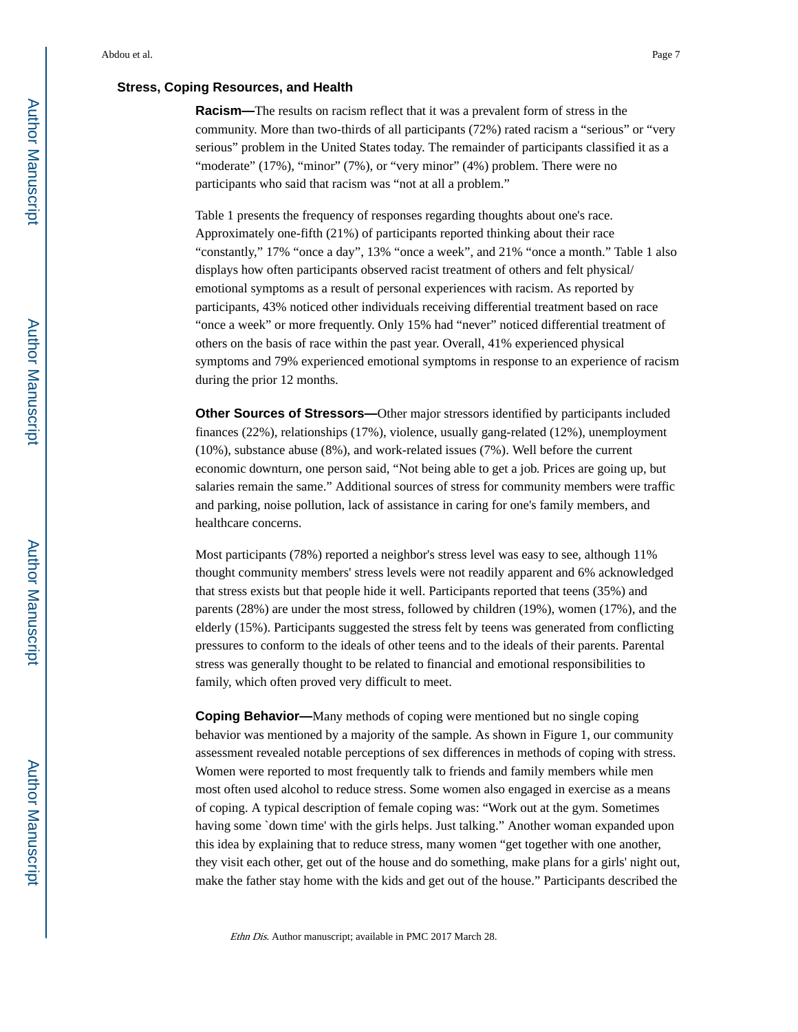### Stress, Coping Resources, and Health

**Racism—**The results on racism reflect that it was a prevalent form of stress in the community. More than two-thirds of all participants (72%) rated racism a "serious" or "very serious" problem in the United States today. The remainder of participants classified it as a "moderate" (17%), "minor" (7%), or "very minor" (4%) problem. There were no participants who said that racism was "not at all a problem."

Table 1 presents the frequency of responses regarding thoughts about one's race. Approximately one-fifth (21%) of participants reported thinking about their race "constantly," 17% "once a day", 13% "once a week", and 21% "once a month." Table 1 also displays how often participants observed racist treatment of others and felt physical/emotional symptoms as a result of personal experiences with racism. As reported by participants, 43% noticed other individuals receiving differential treatment based on race "once a week" or more frequently. Only 15% had "never" noticed differential treatment of others on the basis of race within the past year. Overall, 41% experienced physical symptoms and 79% experienced emotional symptoms in response to an experience of racism during the prior 12 months.

**Other Sources of Stressors—**Other major stressors identified by participants included finances (22%), relationships (17%), violence, usually gang-related (12%), unemployment (10%), substance abuse (8%), and work-related issues (7%). Well before the current economic downturn, one person said, "Not being able to get a job. Prices are going up, but salaries remain the same." Additional sources of stress for community members were traffic and parking, noise pollution, lack of assistance in caring for one's family members, and healthcare concerns.

Most participants (78%) reported a neighbor's stress level was easy to see, although 11% thought community members' stress levels were not readily apparent and 6% acknowledged that stress exists but that people hide it well. Participants reported that teens (35%) and parents (28%) are under the most stress, followed by children (19%), women (17%), and the elderly (15%). Participants suggested the stress felt by teens was generated from conflicting pressures to conform to the ideals of other teens and to the ideals of their parents. Parental stress was generally thought to be related to financial and emotional responsibilities to family, which often proved very difficult to meet.

**Coping Behavior—**Many methods of coping were mentioned but no single coping behavior was mentioned by a majority of the sample. As shown in Figure 1, our community assessment revealed notable perceptions of sex differences in methods of coping with stress. Women were reported to most frequently talk to friends and family members while men most often used alcohol to reduce stress. Some women also engaged in exercise as a means of coping. A typical description of female coping was: "Work out at the gym. Sometimes having some `down time' with the girls helps. Just talking." Another woman expanded upon this idea by explaining that to reduce stress, many women "get together with one another, they visit each other, get out of the house and do something, make plans for a girls' night out, make the father stay home with the kids and get out of the house." Participants described the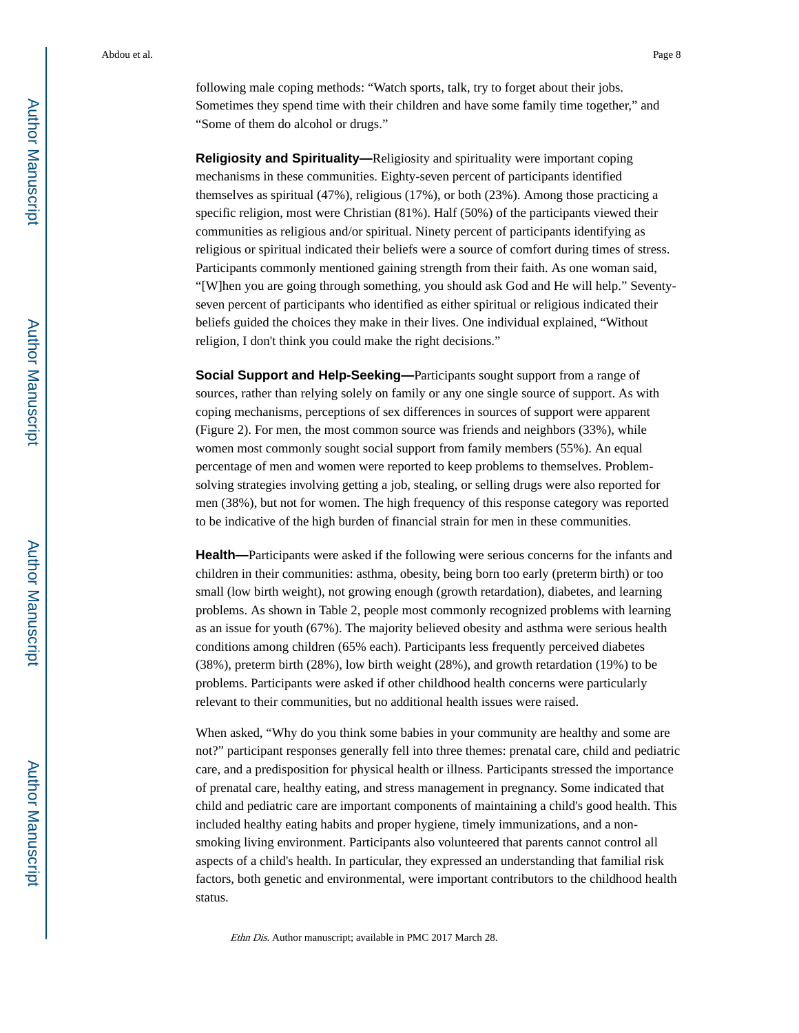following male coping methods: "Watch sports, talk, try to forget about their jobs. Sometimes they spend time with their children and have some family time together," and "Some of them do alcohol or drugs."

**Religiosity and Spirituality—**Religiosity and spirituality were important coping mechanisms in these communities. Eighty-seven percent of participants identified themselves as spiritual (47%), religious (17%), or both (23%). Among those practicing a specific religion, most were Christian (81%). Half (50%) of the participants viewed their communities as religious and/or spiritual. Ninety percent of participants identifying as religious or spiritual indicated their beliefs were a source of comfort during times of stress. Participants commonly mentioned gaining strength from their faith. As one woman said, "[W]hen you are going through something, you should ask God and He will help." Seventy-seven percent of participants who identified as either spiritual or religious indicated their beliefs guided the choices they make in their lives. One individual explained, "Without religion, I don't think you could make the right decisions."

**Social Support and Help-Seeking—**Participants sought support from a range of sources, rather than relying solely on family or any one single source of support. As with coping mechanisms, perceptions of sex differences in sources of support were apparent (Figure 2). For men, the most common source was friends and neighbors (33%), while women most commonly sought social support from family members (55%). An equal percentage of men and women were reported to keep problems to themselves. Problem-solving strategies involving getting a job, stealing, or selling drugs were also reported for men (38%), but not for women. The high frequency of this response category was reported to be indicative of the high burden of financial strain for men in these communities.

**Health—**Participants were asked if the following were serious concerns for the infants and children in their communities: asthma, obesity, being born too early (preterm birth) or too small (low birth weight), not growing enough (growth retardation), diabetes, and learning problems. As shown in Table 2, people most commonly recognized problems with learning as an issue for youth (67%). The majority believed obesity and asthma were serious health conditions among children (65% each). Participants less frequently perceived diabetes (38%), preterm birth (28%), low birth weight (28%), and growth retardation (19%) to be problems. Participants were asked if other childhood health concerns were particularly relevant to their communities, but no additional health issues were raised.

When asked, "Why do you think some babies in your community are healthy and some are not?" participant responses generally fell into three themes: prenatal care, child and pediatric care, and a predisposition for physical health or illness. Participants stressed the importance of prenatal care, healthy eating, and stress management in pregnancy. Some indicated that child and pediatric care are important components of maintaining a child's good health. This included healthy eating habits and proper hygiene, timely immunizations, and a non-smoking living environment. Participants also volunteered that parents cannot control all aspects of a child's health. In particular, they expressed an understanding that familial risk factors, both genetic and environmental, were important contributors to the childhood health status.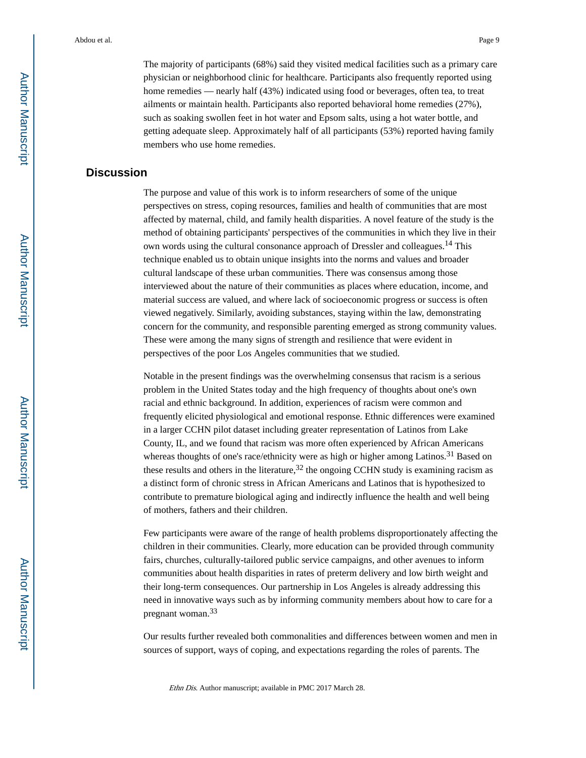The majority of participants (68%) said they visited medical facilities such as a primary care physician or neighborhood clinic for healthcare. Participants also frequently reported using home remedies — nearly half (43%) indicated using food or beverages, often tea, to treat ailments or maintain health. Participants also reported behavioral home remedies (27%), such as soaking swollen feet in hot water and Epsom salts, using a hot water bottle, and getting adequate sleep. Approximately half of all participants (53%) reported having family members who use home remedies.

## Discussion

The purpose and value of this work is to inform researchers of some of the unique perspectives on stress, coping resources, families and health of communities that are most affected by maternal, child, and family health disparities. A novel feature of the study is the method of obtaining participants' perspectives of the communities in which they live in their own words using the cultural consonance approach of Dressler and colleagues.[14] This technique enabled us to obtain unique insights into the norms and values and broader cultural landscape of these urban communities. There was consensus among those interviewed about the nature of their communities as places where education, income, and material success are valued, and where lack of socioeconomic progress or success is often viewed negatively. Similarly, avoiding substances, staying within the law, demonstrating concern for the community, and responsible parenting emerged as strong community values. These were among the many signs of strength and resilience that were evident in perspectives of the poor Los Angeles communities that we studied.

Notable in the present findings was the overwhelming consensus that racism is a serious problem in the United States today and the high frequency of thoughts about one's own racial and ethnic background. In addition, experiences of racism were common and frequently elicited physiological and emotional response. Ethnic differences were examined in a larger CCHN pilot dataset including greater representation of Latinos from Lake County, IL, and we found that racism was more often experienced by African Americans whereas thoughts of one's race/ethnicity were as high or higher among Latinos.[31] Based on these results and others in the literature,[32] the ongoing CCHN study is examining racism as a distinct form of chronic stress in African Americans and Latinos that is hypothesized to contribute to premature biological aging and indirectly influence the health and well being of mothers, fathers and their children.

Few participants were aware of the range of health problems disproportionately affecting the children in their communities. Clearly, more education can be provided through community fairs, churches, culturally-tailored public service campaigns, and other avenues to inform communities about health disparities in rates of preterm delivery and low birth weight and their long-term consequences. Our partnership in Los Angeles is already addressing this need in innovative ways such as by informing community members about how to care for a pregnant woman.[33]

Our results further revealed both commonalities and differences between women and men in sources of support, ways of coping, and expectations regarding the roles of parents. The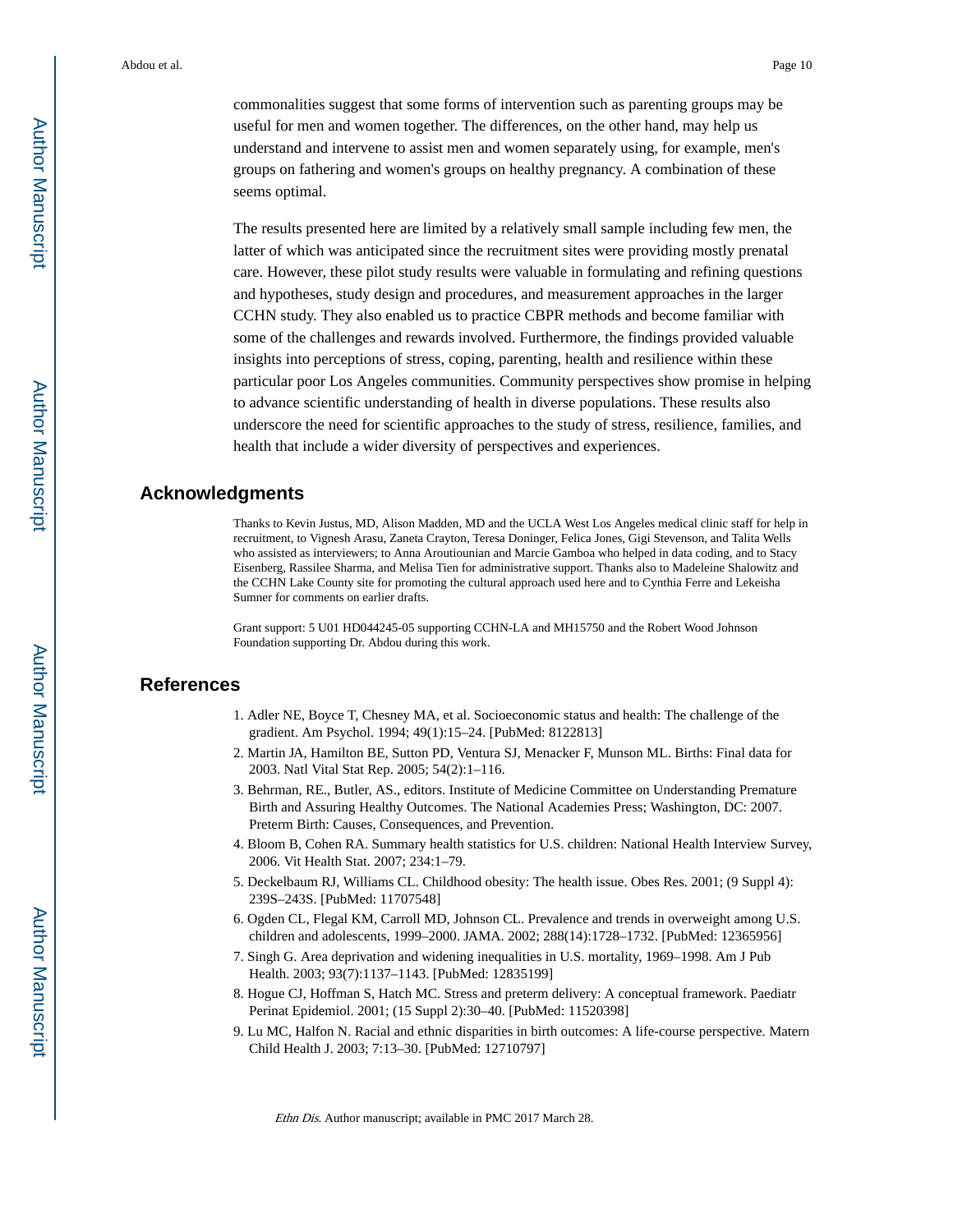commonalities suggest that some forms of intervention such as parenting groups may be useful for men and women together. The differences, on the other hand, may help us understand and intervene to assist men and women separately using, for example, men's groups on fathering and women's groups on healthy pregnancy. A combination of these seems optimal.

The results presented here are limited by a relatively small sample including few men, the latter of which was anticipated since the recruitment sites were providing mostly prenatal care. However, these pilot study results were valuable in formulating and refining questions and hypotheses, study design and procedures, and measurement approaches in the larger CCHN study. They also enabled us to practice CBPR methods and become familiar with some of the challenges and rewards involved. Furthermore, the findings provided valuable insights into perceptions of stress, coping, parenting, health and resilience within these particular poor Los Angeles communities. Community perspectives show promise in helping to advance scientific understanding of health in diverse populations. These results also underscore the need for scientific approaches to the study of stress, resilience, families, and health that include a wider diversity of perspectives and experiences.

## Acknowledgments

Thanks to Kevin Justus, MD, Alison Madden, MD and the UCLA West Los Angeles medical clinic staff for help in recruitment, to Vignesh Arasu, Zaneta Crayton, Teresa Doninger, Felica Jones, Gigi Stevenson, and Talita Wells who assisted as interviewers; to Anna Aroutiounian and Marcie Gamboa who helped in data coding, and to Stacy Eisenberg, Rassilee Sharma, and Melisa Tien for administrative support. Thanks also to Madeleine Shalowitz and the CCHN Lake County site for promoting the cultural approach used here and to Cynthia Ferre and Lekeisha Sumner for comments on earlier drafts.

Grant support: 5 U01 HD044245-05 supporting CCHN-LA and MH15750 and the Robert Wood Johnson Foundation supporting Dr. Abdou during this work.

## References

1. Adler NE, Boyce T, Chesney MA, et al. Socioeconomic status and health: The challenge of the gradient. Am Psychol. 1994; 49(1):15–24. [PubMed: 8122813]
2. Martin JA, Hamilton BE, Sutton PD, Ventura SJ, Menacker F, Munson ML. Births: Final data for 2003. Natl Vital Stat Rep. 2005; 54(2):1–116.
3. Behrman, RE., Butler, AS., editors. Institute of Medicine Committee on Understanding Premature Birth and Assuring Healthy Outcomes. The National Academies Press; Washington, DC: 2007. Preterm Birth: Causes, Consequences, and Prevention.
4. Bloom B, Cohen RA. Summary health statistics for U.S. children: National Health Interview Survey, 2006. Vit Health Stat. 2007; 234:1–79.
5. Deckelbaum RJ, Williams CL. Childhood obesity: The health issue. Obes Res. 2001; (9 Suppl 4): 239S–243S. [PubMed: 11707548]
6. Ogden CL, Flegal KM, Carroll MD, Johnson CL. Prevalence and trends in overweight among U.S. children and adolescents, 1999–2000. JAMA. 2002; 288(14):1728–1732. [PubMed: 12365956]
7. Singh G. Area deprivation and widening inequalities in U.S. mortality, 1969–1998. Am J Pub Health. 2003; 93(7):1137–1143. [PubMed: 12835199]
8. Hogue CJ, Hoffman S, Hatch MC. Stress and preterm delivery: A conceptual framework. Paediatr Perinat Epidemiol. 2001; (15 Suppl 2):30–40. [PubMed: 11520398]
9. Lu MC, Halfon N. Racial and ethnic disparities in birth outcomes: A life-course perspective. Matern Child Health J. 2003; 7:13–30. [PubMed: 12710797]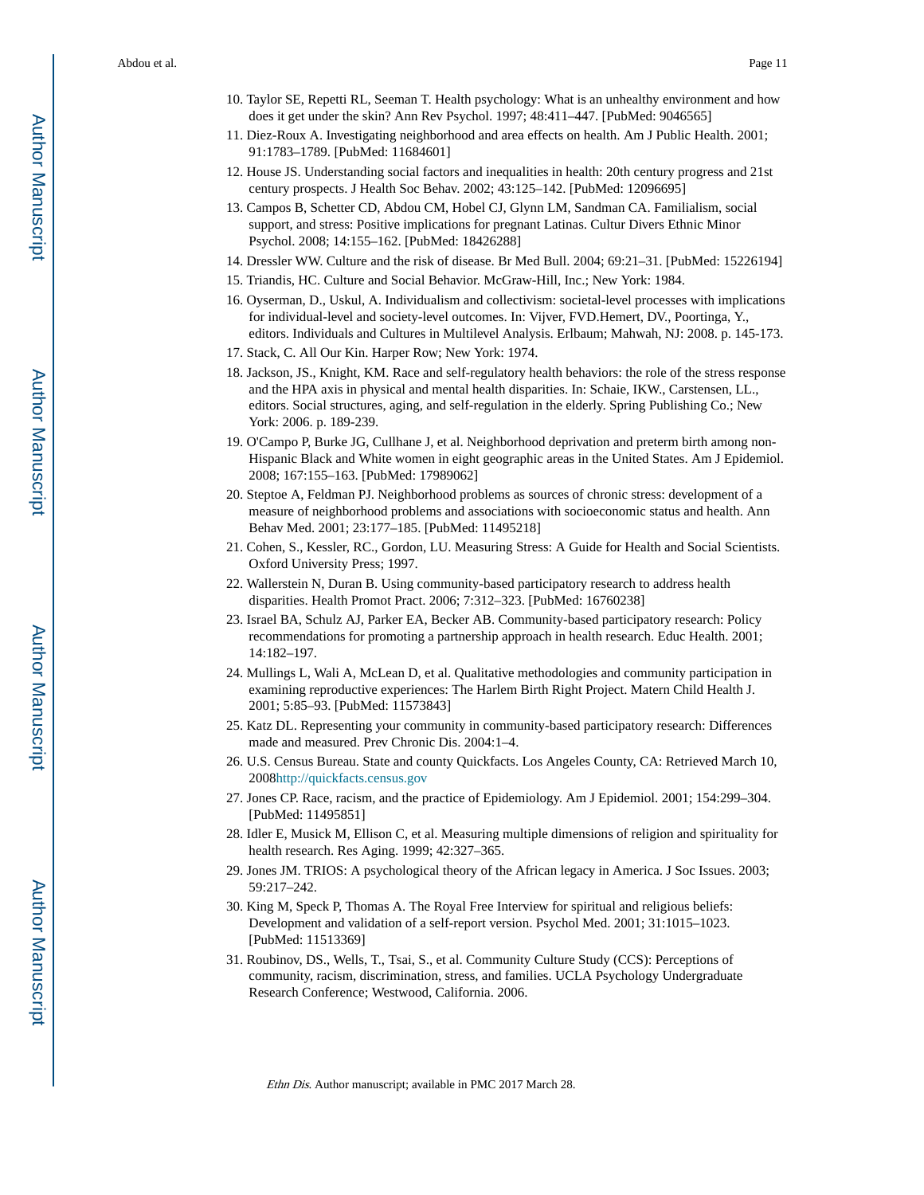10. Taylor SE, Repetti RL, Seeman T. Health psychology: What is an unhealthy environment and how does it get under the skin? Ann Rev Psychol. 1997; 48:411–447. [PubMed: 9046565]
11. Diez-Roux A. Investigating neighborhood and area effects on health. Am J Public Health. 2001; 91:1783–1789. [PubMed: 11684601]
12. House JS. Understanding social factors and inequalities in health: 20th century progress and 21st century prospects. J Health Soc Behav. 2002; 43:125–142. [PubMed: 12096695]
13. Campos B, Schetter CD, Abdou CM, Hobel CJ, Glynn LM, Sandman CA. Familialism, social support, and stress: Positive implications for pregnant Latinas. Cultur Divers Ethnic Minor Psychol. 2008; 14:155–162. [PubMed: 18426288]
14. Dressler WW. Culture and the risk of disease. Br Med Bull. 2004; 69:21–31. [PubMed: 15226194]
15. Triandis, HC. Culture and Social Behavior. McGraw-Hill, Inc.; New York: 1984.
16. Oyserman, D., Uskul, A. Individualism and collectivism: societal-level processes with implications for individual-level and society-level outcomes. In: Vijver, FVD.Hemert, DV., Poortinga, Y., editors. Individuals and Cultures in Multilevel Analysis. Erlbaum; Mahwah, NJ: 2008. p. 145-173.
17. Stack, C. All Our Kin. Harper Row; New York: 1974.
18. Jackson, JS., Knight, KM. Race and self-regulatory health behaviors: the role of the stress response and the HPA axis in physical and mental health disparities. In: Schaie, IKW., Carstensen, LL., editors. Social structures, aging, and self-regulation in the elderly. Spring Publishing Co.; New York: 2006. p. 189-239.
19. O'Campo P, Burke JG, Cullhane J, et al. Neighborhood deprivation and preterm birth among non-Hispanic Black and White women in eight geographic areas in the United States. Am J Epidemiol. 2008; 167:155–163. [PubMed: 17989062]
20. Steptoe A, Feldman PJ. Neighborhood problems as sources of chronic stress: development of a measure of neighborhood problems and associations with socioeconomic status and health. Ann Behav Med. 2001; 23:177–185. [PubMed: 11495218]
21. Cohen, S., Kessler, RC., Gordon, LU. Measuring Stress: A Guide for Health and Social Scientists. Oxford University Press; 1997.
22. Wallerstein N, Duran B. Using community-based participatory research to address health disparities. Health Promot Pract. 2006; 7:312–323. [PubMed: 16760238]
23. Israel BA, Schulz AJ, Parker EA, Becker AB. Community-based participatory research: Policy recommendations for promoting a partnership approach in health research. Educ Health. 2001; 14:182–197.
24. Mullings L, Wali A, McLean D, et al. Qualitative methodologies and community participation in examining reproductive experiences: The Harlem Birth Right Project. Matern Child Health J. 2001; 5:85–93. [PubMed: 11573843]
25. Katz DL. Representing your community in community-based participatory research: Differences made and measured. Prev Chronic Dis. 2004:1–4.
26. U.S. Census Bureau. State and county Quickfacts. Los Angeles County, CA: Retrieved March 10, 2008http://quickfacts.census.gov
27. Jones CP. Race, racism, and the practice of Epidemiology. Am J Epidemiol. 2001; 154:299–304. [PubMed: 11495851]
28. Idler E, Musick M, Ellison C, et al. Measuring multiple dimensions of religion and spirituality for health research. Res Aging. 1999; 42:327–365.
29. Jones JM. TRIOS: A psychological theory of the African legacy in America. J Soc Issues. 2003; 59:217–242.
30. King M, Speck P, Thomas A. The Royal Free Interview for spiritual and religious beliefs: Development and validation of a self-report version. Psychol Med. 2001; 31:1015–1023. [PubMed: 11513369]
31. Roubinov, DS., Wells, T., Tsai, S., et al. Community Culture Study (CCS): Perceptions of community, racism, discrimination, stress, and families. UCLA Psychology Undergraduate Research Conference; Westwood, California. 2006.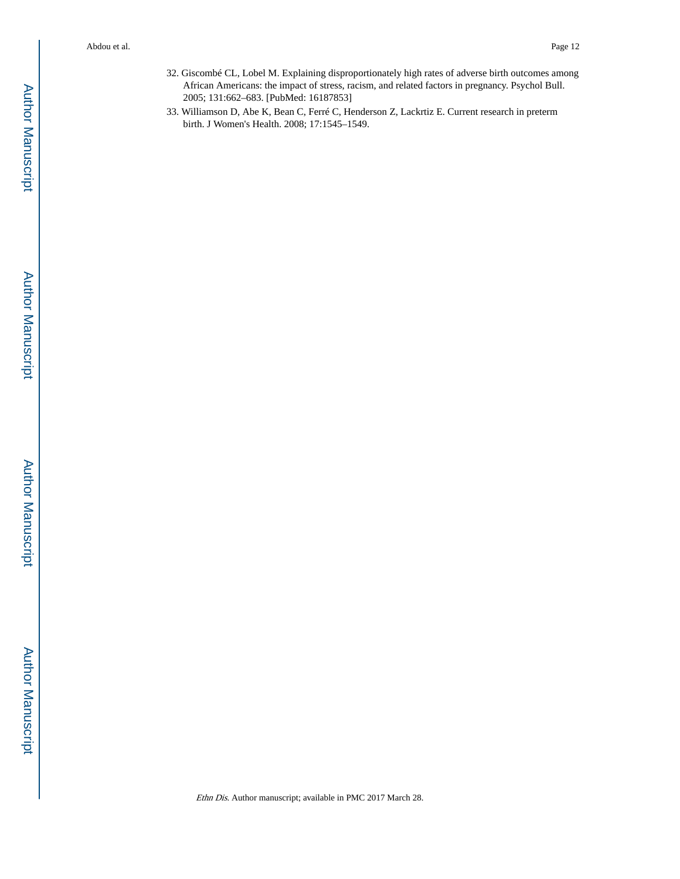32. Giscombé CL, Lobel M. Explaining disproportionately high rates of adverse birth outcomes among African Americans: the impact of stress, racism, and related factors in pregnancy. Psychol Bull. 2005; 131:662–683. [PubMed: 16187853]
33. Williamson D, Abe K, Bean C, Ferré C, Henderson Z, Lackrtiz E. Current research in preterm birth. J Women's Health. 2008; 17:1545–1549.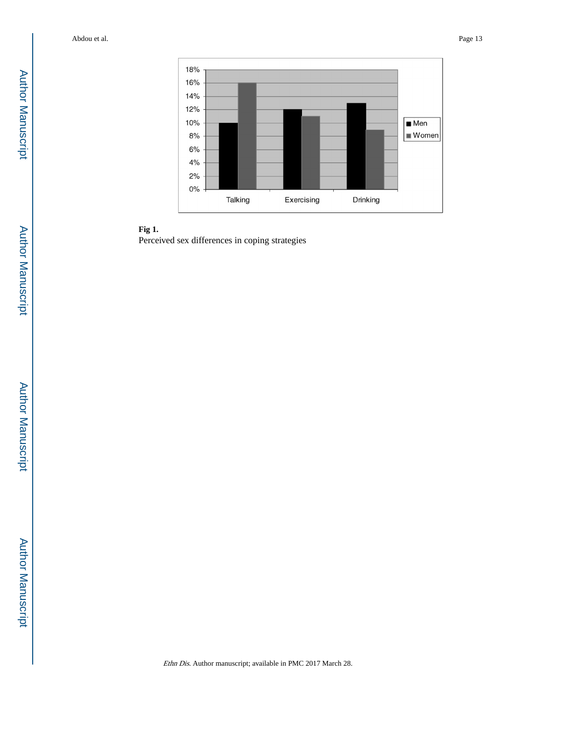**Fig 1.**

Perceived sex differences in coping strategies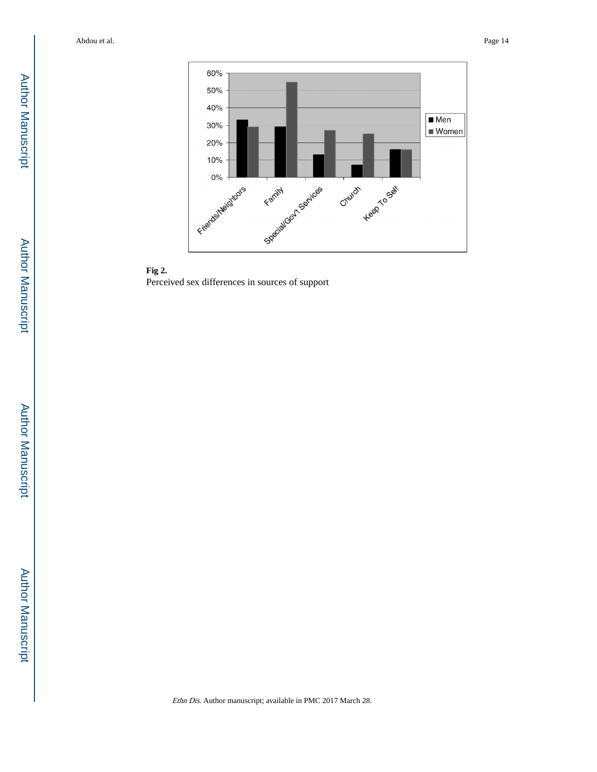**Fig 2.**

Perceived sex differences in sources of support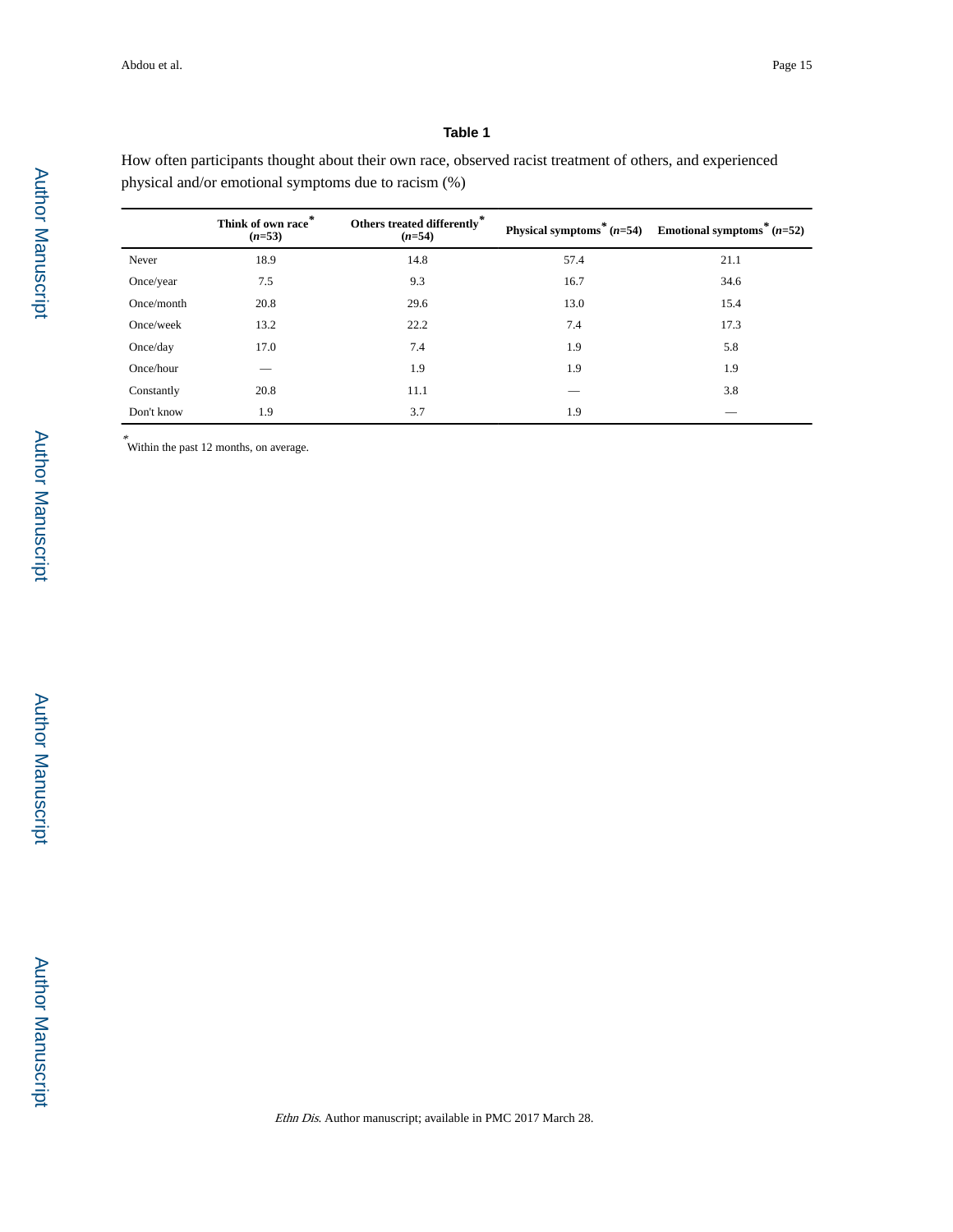**Table 1**

How often participants thought about their own race, observed racist treatment of others, and experienced physical and/or emotional symptoms due to racism (%)

| | Think of own race* (*n*=53) | Others treated differently* (*n*=54) | Physical symptoms* (*n*=54) | Emotional symptoms* (*n*=52) |
|---|---|---|---|---|
| Never | 18.9 | 14.8 | 57.4 | 21.1 |
| Once/year | 7.5 | 9.3 | 16.7 | 34.6 |
| Once/month | 20.8 | 29.6 | 13.0 | 15.4 |
| Once/week | 13.2 | 22.2 | 7.4 | 17.3 |
| Once/day | 17.0 | 7.4 | 1.9 | 5.8 |
| Once/hour | — | 1.9 | 1.9 | 1.9 |
| Constantly | 20.8 | 11.1 | — | 3.8 |
| Don't know | 1.9 | 3.7 | 1.9 | — |

*Within the past 12 months, on average.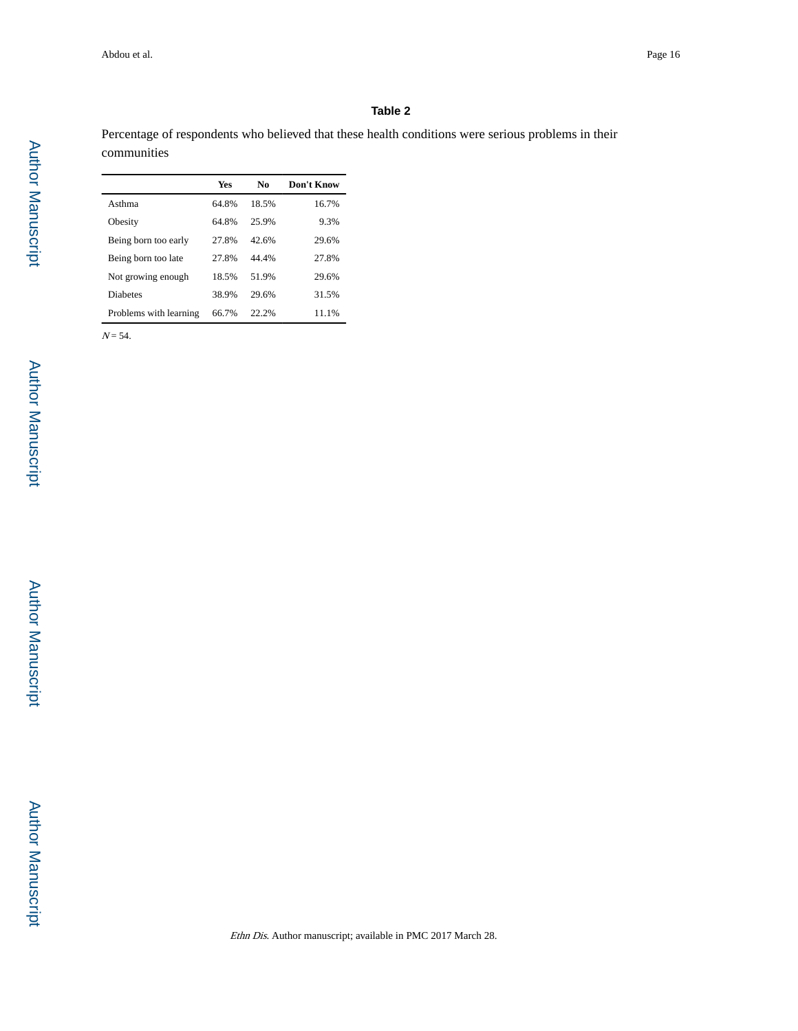**Table 2**

Percentage of respondents who believed that these health conditions were serious problems in their communities

| | Yes | No | Don't Know |
|---|---|---|---|
| Asthma | 64.8% | 18.5% | 16.7% |
| Obesity | 64.8% | 25.9% | 9.3% |
| Being born too early | 27.8% | 42.6% | 29.6% |
| Being born too late | 27.8% | 44.4% | 27.8% |
| Not growing enough | 18.5% | 51.9% | 29.6% |
| Diabetes | 38.9% | 29.6% | 31.5% |
| Problems with learning | 66.7% | 22.2% | 11.1% |

*N* = 54.